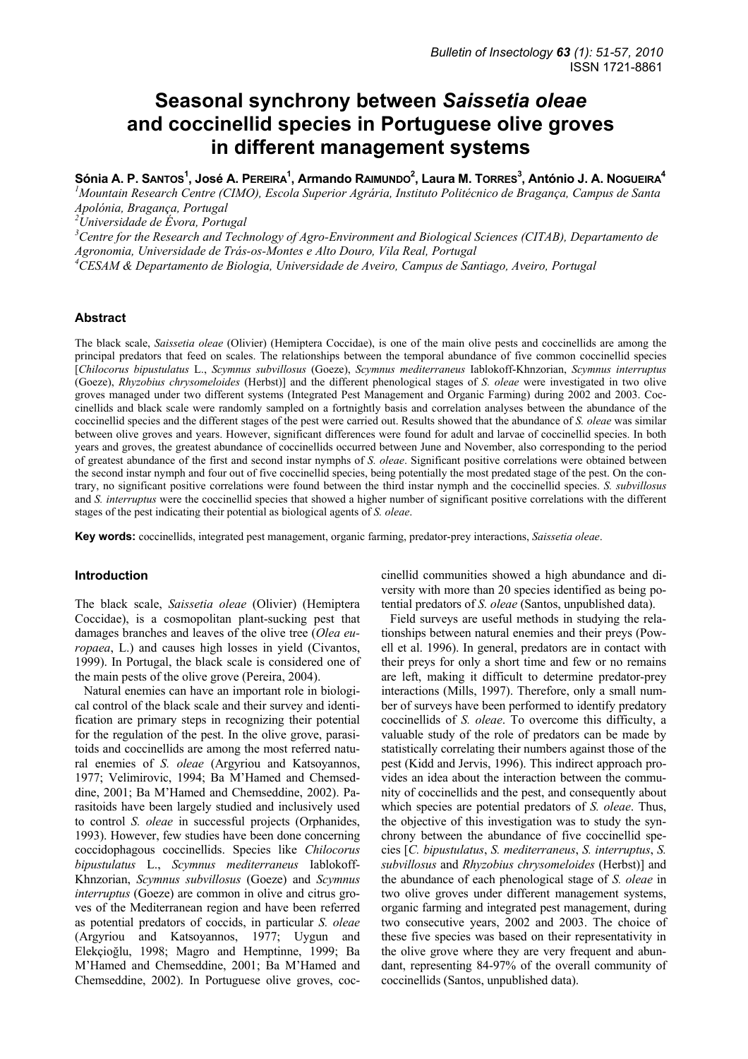# Seasonal synchrony between *Saissetia oleae* and coccinellid species in Portuguese olive groves in different management systems

**Sónia A. P. Santos[1], José A. Pereira[1], Armando Raimundo[2], Laura M. Torres[3], António J. A. Nogueira[4]**

[1]*Mountain Research Centre (CIMO), Escola Superior Agrária, Instituto Politécnico de Bragança, Campus de Santa Apolónia, Bragança, Portugal*
[2]*Universidade de Évora, Portugal*
[3]*Centre for the Research and Technology of Agro-Environment and Biological Sciences (CITAB), Departamento de Agronomia, Universidade de Trás-os-Montes e Alto Douro, Vila Real, Portugal*
[4]*CESAM & Departamento de Biologia, Universidade de Aveiro, Campus de Santiago, Aveiro, Portugal*

## Abstract

The black scale, *Saissetia oleae* (Olivier) (Hemiptera Coccidae), is one of the main olive pests and coccinellids are among the principal predators that feed on scales. The relationships between the temporal abundance of five common coccinellid species [*Chilocorus bipustulatus* L., *Scymnus subvillosus* (Goeze), *Scymnus mediterraneus* Iablokoff-Khnzorian, *Scymnus interruptus* (Goeze), *Rhyzobius chrysomeloides* (Herbst)] and the different phenological stages of *S. oleae* were investigated in two olive groves managed under two different systems (Integrated Pest Management and Organic Farming) during 2002 and 2003. Coccinellids and black scale were randomly sampled on a fortnightly basis and correlation analyses between the abundance of the coccinellid species and the different stages of the pest were carried out. Results showed that the abundance of *S. oleae* was similar between olive groves and years. However, significant differences were found for adult and larvae of coccinellid species. In both years and groves, the greatest abundance of coccinellids occurred between June and November, also corresponding to the period of greatest abundance of the first and second instar nymphs of *S. oleae*. Significant positive correlations were obtained between the second instar nymph and four out of five coccinellid species, being potentially the most predated stage of the pest. On the contrary, no significant positive correlations were found between the third instar nymph and the coccinellid species. *S. subvillosus* and *S. interruptus* were the coccinellid species that showed a higher number of significant positive correlations with the different stages of the pest indicating their potential as biological agents of *S. oleae*.

**Key words:** coccinellids, integrated pest management, organic farming, predator-prey interactions, *Saissetia oleae*.

## Introduction

The black scale, *Saissetia oleae* (Olivier) (Hemiptera Coccidae), is a cosmopolitan plant-sucking pest that damages branches and leaves of the olive tree (*Olea europaea*, L.) and causes high losses in yield (Civantos, 1999). In Portugal, the black scale is considered one of the main pests of the olive grove (Pereira, 2004).

Natural enemies can have an important role in biological control of the black scale and their survey and identification are primary steps in recognizing their potential for the regulation of the pest. In the olive grove, parasitoids and coccinellids are among the most referred natural enemies of *S. oleae* (Argyriou and Katsoyannos, 1977; Velimirovic, 1994; Ba M'Hamed and Chemseddine, 2001; Ba M'Hamed and Chemseddine, 2002). Parasitoids have been largely studied and inclusively used to control *S. oleae* in successful projects (Orphanides, 1993). However, few studies have been done concerning coccidophagous coccinellids. Species like *Chilocorus bipustulatus* L., *Scymnus mediterraneus* Iablokoff-Khnzorian, *Scymnus subvillosus* (Goeze) and *Scymnus interruptus* (Goeze) are common in olive and citrus groves of the Mediterranean region and have been referred as potential predators of coccids, in particular *S. oleae* (Argyriou and Katsoyannos, 1977; Uygun and Elekçioğlu, 1998; Magro and Hemptinne, 1999; Ba M'Hamed and Chemseddine, 2001; Ba M'Hamed and Chemseddine, 2002). In Portuguese olive groves, coccinellid communities showed a high abundance and diversity with more than 20 species identified as being potential predators of *S. oleae* (Santos, unpublished data).

Field surveys are useful methods in studying the relationships between natural enemies and their preys (Powell et al. 1996). In general, predators are in contact with their preys for only a short time and few or no remains are left, making it difficult to determine predator-prey interactions (Mills, 1997). Therefore, only a small number of surveys have been performed to identify predatory coccinellids of *S. oleae*. To overcome this difficulty, a valuable study of the role of predators can be made by statistically correlating their numbers against those of the pest (Kidd and Jervis, 1996). This indirect approach provides an idea about the interaction between the community of coccinellids and the pest, and consequently about which species are potential predators of *S. oleae*. Thus, the objective of this investigation was to study the synchrony between the abundance of five coccinellid species [*C. bipustulatus*, *S. mediterraneus*, *S. interruptus*, *S. subvillosus* and *Rhyzobius chrysomeloides* (Herbst)] and the abundance of each phenological stage of *S. oleae* in two olive groves under different management systems, organic farming and integrated pest management, during two consecutive years, 2002 and 2003. The choice of these five species was based on their representativity in the olive groves where they are very frequent and abundant, representing 84-97% of the overall community of coccinellids (Santos, unpublished data).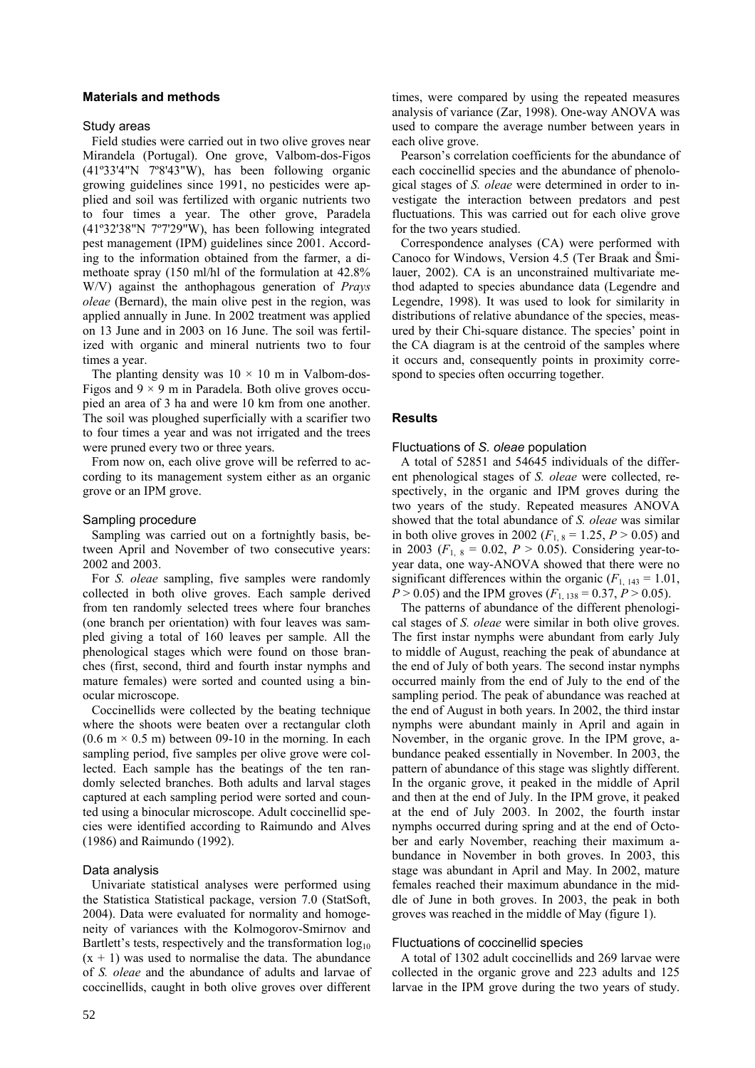## Materials and methods

### Study areas

Field studies were carried out in two olive groves near Mirandela (Portugal). One grove, Valbom-dos-Figos (41º33'4"N 7º8'43"W), has been following organic growing guidelines since 1991, no pesticides were applied and soil was fertilized with organic nutrients two to four times a year. The other grove, Paradela (41º32'38"N 7º7'29"W), has been following integrated pest management (IPM) guidelines since 2001. According to the information obtained from the farmer, a dimethoate spray (150 ml/hl of the formulation at 42.8% W/V) against the anthophagous generation of *Prays oleae* (Bernard), the main olive pest in the region, was applied annually in June. In 2002 treatment was applied on 13 June and in 2003 on 16 June. The soil was fertilized with organic and mineral nutrients two to four times a year.

The planting density was $10 \times 10$ m in Valbom-dos-Figos and $9 \times 9$ m in Paradela. Both olive groves occupied an area of 3 ha and were 10 km from one another. The soil was ploughed superficially with a scarifier two to four times a year and was not irrigated and the trees were pruned every two or three years.

From now on, each olive grove will be referred to according to its management system either as an organic grove or an IPM grove.

### Sampling procedure

Sampling was carried out on a fortnightly basis, between April and November of two consecutive years: 2002 and 2003.

For *S. oleae* sampling, five samples were randomly collected in both olive groves. Each sample derived from ten randomly selected trees where four branches (one branch per orientation) with four leaves was sampled giving a total of 160 leaves per sample. All the phenological stages which were found on those branches (first, second, third and fourth instar nymphs and mature females) were sorted and counted using a binocular microscope.

Coccinellids were collected by the beating technique where the shoots were beaten over a rectangular cloth (0.6 m × 0.5 m) between 09-10 in the morning. In each sampling period, five samples per olive grove were collected. Each sample has the beatings of the ten randomly selected branches. Both adults and larval stages captured at each sampling period were sorted and counted using a binocular microscope. Adult coccinellid species were identified according to Raimundo and Alves (1986) and Raimundo (1992).

### Data analysis

Univariate statistical analyses were performed using the Statistica Statistical package, version 7.0 (StatSoft, 2004). Data were evaluated for normality and homogeneity of variances with the Kolmogorov-Smirnov and Bartlett's tests, respectively and the transformation $\log_{10}(x + 1)$ was used to normalise the data. The abundance of *S. oleae* and the abundance of adults and larvae of coccinellids, caught in both olive groves over different times, were compared by using the repeated measures analysis of variance (Zar, 1998). One-way ANOVA was used to compare the average number between years in each olive grove.

Pearson's correlation coefficients for the abundance of each coccinellid species and the abundance of phenological stages of *S. oleae* were determined in order to investigate the interaction between predators and pest fluctuations. This was carried out for each olive grove for the two years studied.

Correspondence analyses (CA) were performed with Canoco for Windows, Version 4.5 (Ter Braak and Šmilauer, 2002). CA is an unconstrained multivariate method adapted to species abundance data (Legendre and Legendre, 1998). It was used to look for similarity in distributions of relative abundance of the species, measured by their Chi-square distance. The species' point in the CA diagram is at the centroid of the samples where it occurs and, consequently points in proximity correspond to species often occurring together.

## Results

### Fluctuations of *S. oleae* population

A total of 52851 and 54645 individuals of the different phenological stages of *S. oleae* were collected, respectively, in the organic and IPM groves during the two years of the study. Repeated measures ANOVA showed that the total abundance of *S. oleae* was similar in both olive groves in 2002 ($F_{1, 8} = 1.25$, $P > 0.05$) and in 2003 ($F_{1, 8} = 0.02$, $P > 0.05$). Considering year-to-year data, one way-ANOVA showed that there were no significant differences within the organic ($F_{1, 143} = 1.01$, $P > 0.05$) and the IPM groves ($F_{1, 138} = 0.37$, $P > 0.05$).

The patterns of abundance of the different phenological stages of *S. oleae* were similar in both olive groves. The first instar nymphs were abundant from early July to middle of August, reaching the peak of abundance at the end of July of both years. The second instar nymphs occurred mainly from the end of July to the end of the sampling period. The peak of abundance was reached at the end of August in both years. In 2002, the third instar nymphs were abundant mainly in April and again in November, in the organic grove. In the IPM grove, abundance peaked essentially in November. In 2003, the pattern of abundance of this stage was slightly different. In the organic grove, it peaked in the middle of April and then at the end of July. In the IPM grove, it peaked at the end of July 2003. In 2002, the fourth instar nymphs occurred during spring and at the end of October and early November, reaching their maximum abundance in November in both groves. In 2003, this stage was abundant in April and May. In 2002, mature females reached their maximum abundance in the middle of June in both groves. In 2003, the peak in both groves was reached in the middle of May (figure 1).

### Fluctuations of coccinellid species

A total of 1302 adult coccinellids and 269 larvae were collected in the organic grove and 223 adults and 125 larvae in the IPM grove during the two years of study.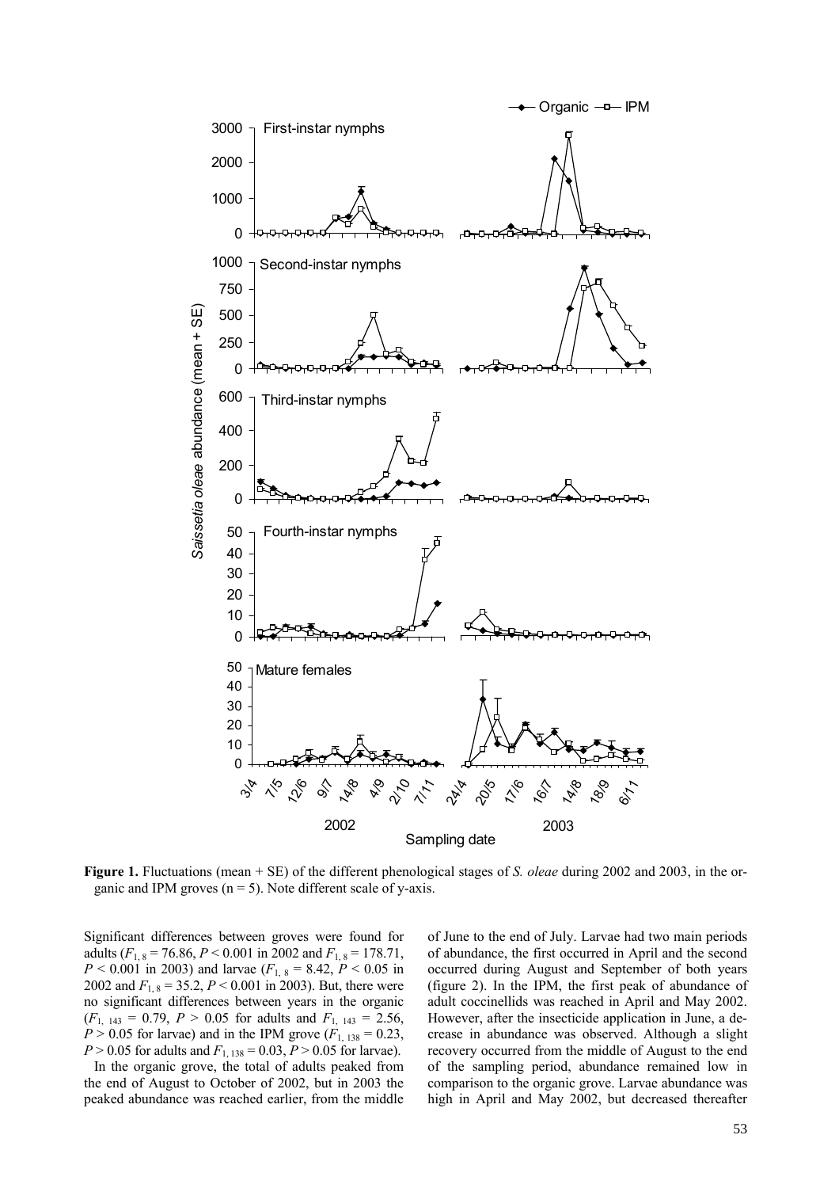**Figure 1.** Fluctuations (mean + SE) of the different phenological stages of *S. oleae* during 2002 and 2003, in the organic and IPM groves ($n = 5$). Note different scale of y-axis.

Significant differences between groves were found for adults ($F_{1,8} = 76.86$, $P < 0.001$ in 2002 and $F_{1,8} = 178.71$, $P < 0.001$ in 2003) and larvae ($F_{1,8} = 8.42$, $P < 0.05$ in 2002 and $F_{1,8} = 35.2$, $P < 0.001$ in 2003). But, there were no significant differences between years in the organic ($F_{1,143} = 0.79$, $P > 0.05$ for adults and $F_{1,143} = 2.56$, $P > 0.05$ for larvae) and in the IPM grove ($F_{1,138} = 0.23$, $P > 0.05$ for adults and $F_{1,138} = 0.03$, $P > 0.05$ for larvae).

In the organic grove, the total of adults peaked from the end of August to October of 2002, but in 2003 the peaked abundance was reached earlier, from the middle of June to the end of July. Larvae had two main periods of abundance, the first occurred in April and the second occurred during August and September of both years (figure 2). In the IPM, the first peak of abundance of adult coccinellids was reached in April and May 2002. However, after the insecticide application in June, a decrease in abundance was observed. Although a slight recovery occurred from the middle of August to the end of the sampling period, abundance remained low in comparison to the organic grove. Larvae abundance was high in April and May 2002, but decreased thereafter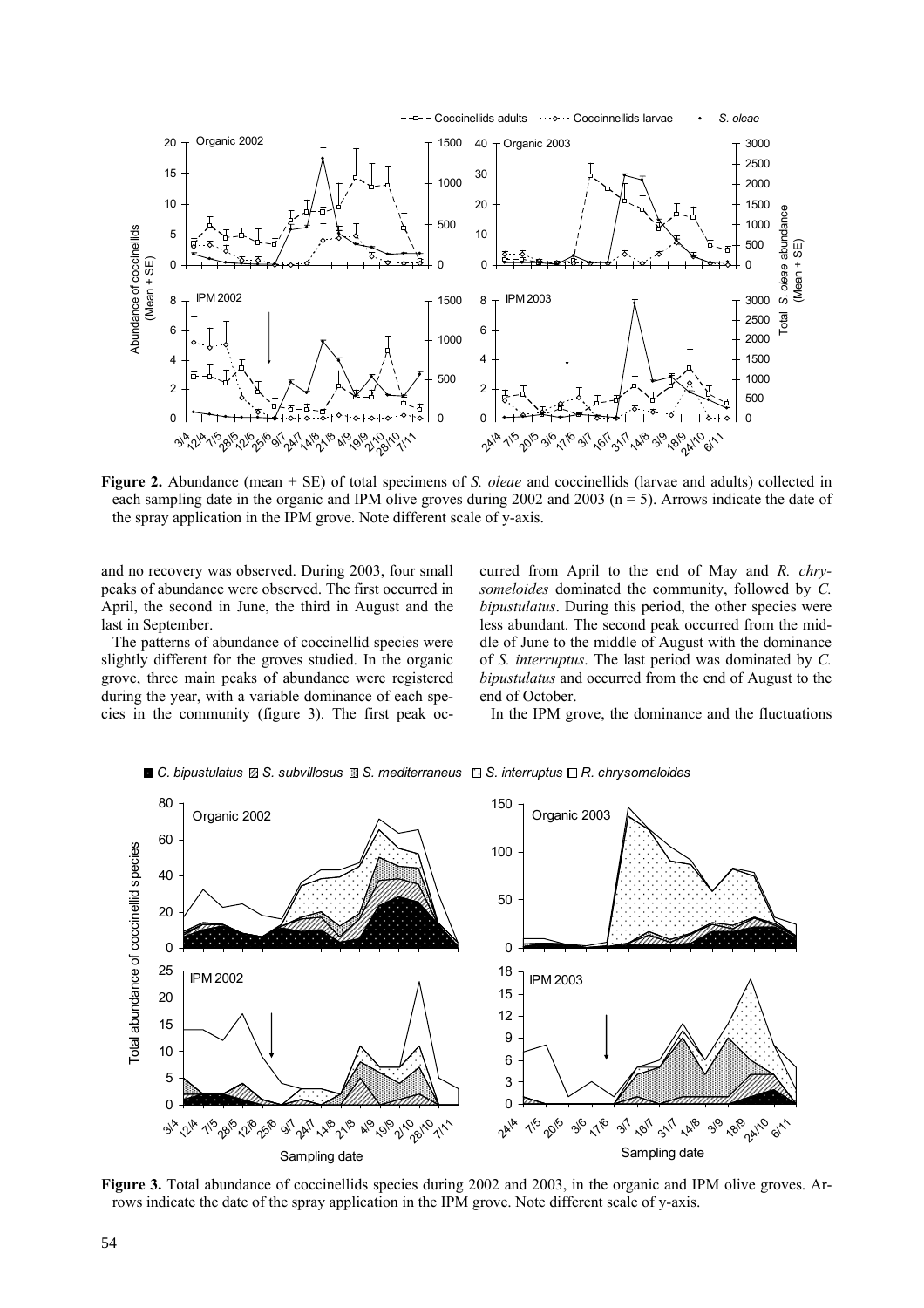**Figure 2.** Abundance (mean + SE) of total specimens of *S. oleae* and coccinellids (larvae and adults) collected in each sampling date in the organic and IPM olive groves during 2002 and 2003 (n = 5). Arrows indicate the date of the spray application in the IPM grove. Note different scale of y-axis.

and no recovery was observed. During 2003, four small peaks of abundance were observed. The first occurred in April, the second in June, the third in August and the last in September.

The patterns of abundance of coccinellid species were slightly different for the groves studied. In the organic grove, three main peaks of abundance were registered during the year, with a variable dominance of each species in the community (figure 3). The first peak occurred from April to the end of May and *R. chrysomeloides* dominated the community, followed by *C. bipustulatus*. During this period, the other species were less abundant. The second peak occurred from the middle of June to the middle of August with the dominance of *S. interruptus*. The last period was dominated by *C. bipustulatus* and occurred from the end of August to the end of October.

In the IPM grove, the dominance and the fluctuations

**Figure 3.** Total abundance of coccinellids species during 2002 and 2003, in the organic and IPM olive groves. Arrows indicate the date of the spray application in the IPM grove. Note different scale of y-axis.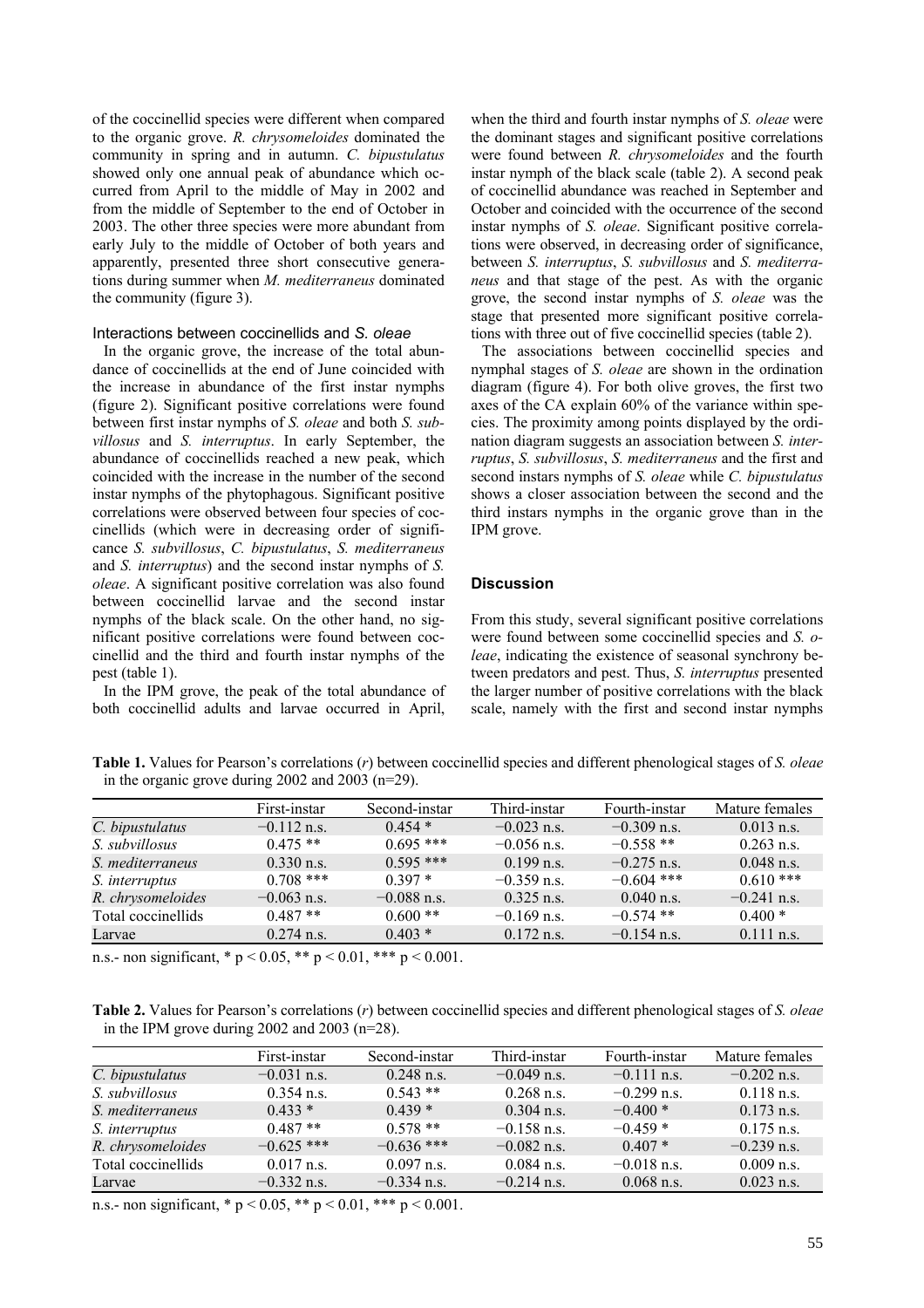of the coccinellid species were different when compared to the organic grove. *R. chrysomeloides* dominated the community in spring and in autumn. *C. bipustulatus* showed only one annual peak of abundance which occurred from April to the middle of May in 2002 and from the middle of September to the end of October in 2003. The other three species were more abundant from early July to the middle of October of both years and apparently, presented three short consecutive generations during summer when *M. mediterraneus* dominated the community (figure 3).

### Interactions between coccinellids and *S. oleae*

In the organic grove, the increase of the total abundance of coccinellids at the end of June coincided with the increase in abundance of the first instar nymphs (figure 2). Significant positive correlations were found between first instar nymphs of *S. oleae* and both *S. subvillosus* and *S. interruptus*. In early September, the abundance of coccinellids reached a new peak, which coincided with the increase in the number of the second instar nymphs of the phytophagous. Significant positive correlations were observed between four species of coccinellids (which were in decreasing order of significance *S. subvillosus*, *C. bipustulatus*, *S. mediterraneus* and *S. interruptus*) and the second instar nymphs of *S. oleae*. A significant positive correlation was also found between coccinellid larvae and the second instar nymphs of the black scale. On the other hand, no significant positive correlations were found between coccinellid and the third and fourth instar nymphs of the pest (table 1).

In the IPM grove, the peak of the total abundance of both coccinellid adults and larvae occurred in April, when the third and fourth instar nymphs of *S. oleae* were the dominant stages and significant positive correlations were found between *R. chrysomeloides* and the fourth instar nymph of the black scale (table 2). A second peak of coccinellid abundance was reached in September and October and coincided with the occurrence of the second instar nymphs of *S. oleae*. Significant positive correlations were observed, in decreasing order of significance, between *S. interruptus*, *S. subvillosus* and *S. mediterraneus* and that stage of the pest. As with the organic grove, the second instar nymphs of *S. oleae* was the stage that presented more significant positive correlations with three out of five coccinellid species (table 2).

The associations between coccinellid species and nymphal stages of *S. oleae* are shown in the ordination diagram (figure 4). For both olive groves, the first two axes of the CA explain 60% of the variance within species. The proximity among points displayed by the ordination diagram suggests an association between *S. interruptus*, *S. subvillosus*, *S. mediterraneus* and the first and second instars nymphs of *S. oleae* while *C. bipustulatus* shows a closer association between the second and the third instars nymphs in the organic grove than in the IPM grove.

## Discussion

From this study, several significant positive correlations were found between some coccinellid species and *S. oleae*, indicating the existence of seasonal synchrony between predators and pest. Thus, *S. interruptus* presented the larger number of positive correlations with the black scale, namely with the first and second instar nymphs

**Table 1.** Values for Pearson's correlations (*r*) between coccinellid species and different phenological stages of *S. oleae* in the organic grove during 2002 and 2003 (n=29).

| | First-instar | Second-instar | Third-instar | Fourth-instar | Mature females |
|---|---|---|---|---|---|
| *C. bipustulatus* | −0.112 n.s. | 0.454 * | −0.023 n.s. | −0.309 n.s. | 0.013 n.s. |
| *S. subvillosus* | 0.475 ** | 0.695 *** | −0.056 n.s. | −0.558 ** | 0.263 n.s. |
| *S. mediterraneus* | 0.330 n.s. | 0.595 *** | 0.199 n.s. | −0.275 n.s. | 0.048 n.s. |
| *S. interruptus* | 0.708 *** | 0.397 * | −0.359 n.s. | −0.604 *** | 0.610 *** |
| *R. chrysomeloides* | −0.063 n.s. | −0.088 n.s. | 0.325 n.s. | 0.040 n.s. | −0.241 n.s. |
| Total coccinellids | 0.487 ** | 0.600 ** | −0.169 n.s. | −0.574 ** | 0.400 * |
| Larvae | 0.274 n.s. | 0.403 * | 0.172 n.s. | −0.154 n.s. | 0.111 n.s. |

n.s.- non significant, * $p < 0.05$, ** $p < 0.01$, *** $p < 0.001$.

**Table 2.** Values for Pearson's correlations (*r*) between coccinellid species and different phenological stages of *S. oleae* in the IPM grove during 2002 and 2003 (n=28).

| | First-instar | Second-instar | Third-instar | Fourth-instar | Mature females |
|---|---|---|---|---|---|
| *C. bipustulatus* | −0.031 n.s. | 0.248 n.s. | −0.049 n.s. | −0.111 n.s. | −0.202 n.s. |
| *S. subvillosus* | 0.354 n.s. | 0.543 ** | 0.268 n.s. | −0.299 n.s. | 0.118 n.s. |
| *S. mediterraneus* | 0.433 * | 0.439 * | 0.304 n.s. | −0.400 * | 0.173 n.s. |
| *S. interruptus* | 0.487 ** | 0.578 ** | −0.158 n.s. | −0.459 * | 0.175 n.s. |
| *R. chrysomeloides* | −0.625 *** | −0.636 *** | −0.082 n.s. | 0.407 * | −0.239 n.s. |
| Total coccinellids | 0.017 n.s. | 0.097 n.s. | 0.084 n.s. | −0.018 n.s. | 0.009 n.s. |
| Larvae | −0.332 n.s. | −0.334 n.s. | −0.214 n.s. | 0.068 n.s. | 0.023 n.s. |

n.s.- non significant, * $p < 0.05$, ** $p < 0.01$, *** $p < 0.001$.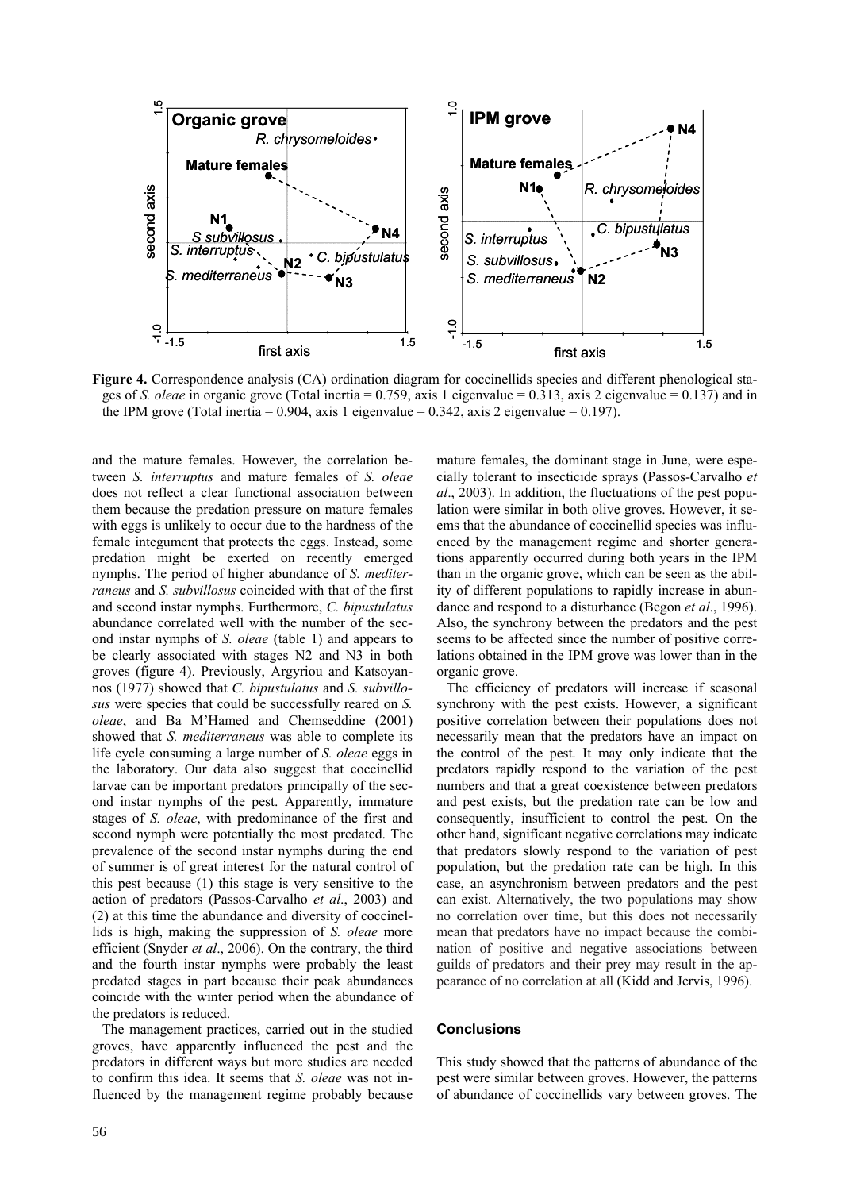**Figure 4.** Correspondence analysis (CA) ordination diagram for coccinellids species and different phenological stages of *S. oleae* in organic grove (Total inertia = 0.759, axis 1 eigenvalue = 0.313, axis 2 eigenvalue = 0.137) and in the IPM grove (Total inertia = 0.904, axis 1 eigenvalue = 0.342, axis 2 eigenvalue = 0.197).

and the mature females. However, the correlation between *S. interruptus* and mature females of *S. oleae* does not reflect a clear functional association between them because the predation pressure on mature females with eggs is unlikely to occur due to the hardness of the female integument that protects the eggs. Instead, some predation might be exerted on recently emerged nymphs. The period of higher abundance of *S. mediterraneus* and *S. subvillosus* coincided with that of the first and second instar nymphs. Furthermore, *C. bipustulatus* abundance correlated well with the number of the second instar nymphs of *S. oleae* (table 1) and appears to be clearly associated with stages N2 and N3 in both groves (figure 4). Previously, Argyriou and Katsoyannos (1977) showed that *C. bipustulatus* and *S. subvillosus* were species that could be successfully reared on *S. oleae*, and Ba M'Hamed and Chemseddine (2001) showed that *S. mediterraneus* was able to complete its life cycle consuming a large number of *S. oleae* eggs in the laboratory. Our data also suggest that coccinellid larvae can be important predators principally of the second instar nymphs of the pest. Apparently, immature stages of *S. oleae*, with predominance of the first and second nymph were potentially the most predated. The prevalence of the second instar nymphs during the end of summer is of great interest for the natural control of this pest because (1) this stage is very sensitive to the action of predators (Passos-Carvalho *et al*., 2003) and (2) at this time the abundance and diversity of coccinellids is high, making the suppression of *S. oleae* more efficient (Snyder *et al*., 2006). On the contrary, the third and the fourth instar nymphs were probably the least predated stages in part because their peak abundances coincide with the winter period when the abundance of the predators is reduced.

The management practices, carried out in the studied groves, have apparently influenced the pest and the predators in different ways but more studies are needed to confirm this idea. It seems that *S. oleae* was not influenced by the management regime probably because mature females, the dominant stage in June, were especially tolerant to insecticide sprays (Passos-Carvalho *et al*., 2003). In addition, the fluctuations of the pest population were similar in both olive groves. However, it seems that the abundance of coccinellid species was influenced by the management regime and shorter generations apparently occurred during both years in the IPM than in the organic grove, which can be seen as the ability of different populations to rapidly increase in abundance and respond to a disturbance (Begon *et al*., 1996). Also, the synchrony between the predators and the pest seems to be affected since the number of positive correlations obtained in the IPM grove was lower than in the organic grove.

The efficiency of predators will increase if seasonal synchrony with the pest exists. However, a significant positive correlation between their populations does not necessarily mean that the predators have an impact on the control of the pest. It may only indicate that the predators rapidly respond to the variation of the pest numbers and that a great coexistence between predators and pest exists, but the predation rate can be low and consequently, insufficient to control the pest. On the other hand, significant negative correlations may indicate that predators slowly respond to the variation of pest population, but the predation rate can be high. In this case, an asynchronism between predators and the pest can exist. Alternatively, the two populations may show no correlation over time, but this does not necessarily mean that predators have no impact because the combination of positive and negative associations between guilds of predators and their prey may result in the appearance of no correlation at all (Kidd and Jervis, 1996).

## Conclusions

This study showed that the patterns of abundance of the pest were similar between groves. However, the patterns of abundance of coccinellids vary between groves. The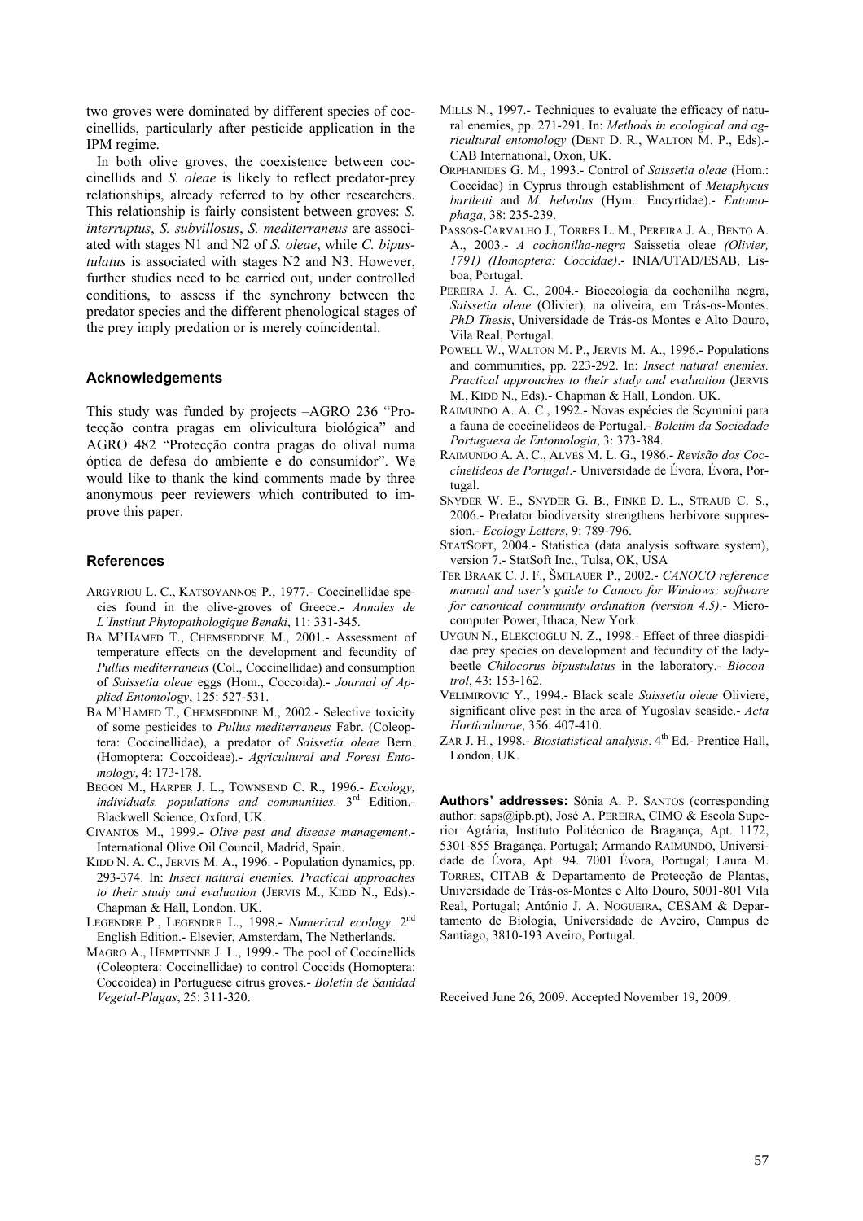two groves were dominated by different species of coccinellids, particularly after pesticide application in the IPM regime.

In both olive groves, the coexistence between coccinellids and *S. oleae* is likely to reflect predator-prey relationships, already referred to by other researchers. This relationship is fairly consistent between groves: *S. interruptus*, *S. subvillosus*, *S. mediterraneus* are associated with stages N1 and N2 of *S. oleae*, while *C. bipustulatus* is associated with stages N2 and N3. However, further studies need to be carried out, under controlled conditions, to assess if the synchrony between the predator species and the different phenological stages of the prey imply predation or is merely coincidental.

## Acknowledgements

This study was funded by projects –AGRO 236 "Protecção contra pragas em olivicultura biológica" and AGRO 482 "Protecção contra pragas do olival numa óptica de defesa do ambiente e do consumidor". We would like to thank the kind comments made by three anonymous peer reviewers which contributed to improve this paper.

## References

ARGYRIOU L. C., KATSOYANNOS P., 1977.- Coccinellidae species found in the olive-groves of Greece.- *Annales de L´Institut Phytopathologique Benaki*, 11: 331-345.

BA M'HAMED T., CHEMSEDDINE M., 2001.- Assessment of temperature effects on the development and fecundity of *Pullus mediterraneus* (Col., Coccinellidae) and consumption of *Saissetia oleae* eggs (Hom., Coccoida).- *Journal of Applied Entomology*, 125: 527-531.

BA M'HAMED T., CHEMSEDDINE M., 2002.- Selective toxicity of some pesticides to *Pullus mediterraneus* Fabr. (Coleoptera: Coccinellidae), a predator of *Saissetia oleae* Bern. (Homoptera: Coccoideae).- *Agricultural and Forest Entomology*, 4: 173-178.

BEGON M., HARPER J. L., TOWNSEND C. R., 1996.- *Ecology, individuals, populations and communities*. 3rd Edition.- Blackwell Science, Oxford, UK.

CIVANTOS M., 1999.- *Olive pest and disease management*.- International Olive Oil Council, Madrid, Spain.

KIDD N. A. C., JERVIS M. A., 1996. - Population dynamics, pp. 293-374. In: *Insect natural enemies. Practical approaches to their study and evaluation* (JERVIS M., KIDD N., Eds).- Chapman & Hall, London. UK.

LEGENDRE P., LEGENDRE L., 1998.- *Numerical ecology*. 2nd English Edition.- Elsevier, Amsterdam, The Netherlands.

MAGRO A., HEMPTINNE J. L., 1999.- The pool of Coccinellids (Coleoptera: Coccinellidae) to control Coccids (Homoptera: Coccoidea) in Portuguese citrus groves.- *Boletín de Sanidad Vegetal-Plagas*, 25: 311-320.

MILLS N., 1997.- Techniques to evaluate the efficacy of natural enemies, pp. 271-291. In: *Methods in ecological and agricultural entomology* (DENT D. R., WALTON M. P., Eds).- CAB International, Oxon, UK.

ORPHANIDES G. M., 1993.- Control of *Saissetia oleae* (Hom.: Coccidae) in Cyprus through establishment of *Metaphycus bartletti* and *M. helvolus* (Hym.: Encyrtidae).- *Entomophaga*, 38: 235-239.

PASSOS-CARVALHO J., TORRES L. M., PEREIRA J. A., BENTO A. A., 2003.- *A cochonilha-negra* Saissetia oleae *(Olivier, 1791) (Homoptera: Coccidae)*.- INIA/UTAD/ESAB, Lisboa, Portugal.

PEREIRA J. A. C., 2004.- Bioecologia da cochonilha negra, *Saissetia oleae* (Olivier), na oliveira, em Trás-os-Montes. *PhD Thesis*, Universidade de Trás-os Montes e Alto Douro, Vila Real, Portugal.

POWELL W., WALTON M. P., JERVIS M. A., 1996.- Populations and communities, pp. 223-292. In: *Insect natural enemies. Practical approaches to their study and evaluation* (JERVIS M., KIDD N., Eds).- Chapman & Hall, London. UK.

RAIMUNDO A. A. C., 1992.- Novas espécies de Scymnini para a fauna de coccinelídeos de Portugal.- *Boletim da Sociedade Portuguesa de Entomologia*, 3: 373-384.

RAIMUNDO A. A. C., ALVES M. L. G., 1986.- *Revisão dos Coccinelídeos de Portugal*.- Universidade de Évora, Évora, Portugal.

SNYDER W. E., SNYDER G. B., FINKE D. L., STRAUB C. S., 2006.- Predator biodiversity strengthens herbivore suppression.- *Ecology Letters*, 9: 789-796.

STATSOFT, 2004.- Statistica (data analysis software system), version 7.- StatSoft Inc., Tulsa, OK, USA

TER BRAAK C. J. F., ŠMILAUER P., 2002.- *CANOCO reference manual and user's guide to Canoco for Windows: software for canonical community ordination (version 4.5)*.- Microcomputer Power, Ithaca, New York.

UYGUN N., ELEKÇIOĞLU N. Z., 1998.- Effect of three diaspididae prey species on development and fecundity of the ladybeetle *Chilocorus bipustulatus* in the laboratory.- *Biocontrol*, 43: 153-162.

VELIMIROVIC Y., 1994.- Black scale *Saissetia oleae* Oliviere, significant olive pest in the area of Yugoslav seaside.- *Acta Horticulturae*, 356: 407-410.

ZAR J. H., 1998.- *Biostatistical analysis*. 4th Ed.- Prentice Hall, London, UK.

**Authors' addresses:** Sónia A. P. SANTOS (corresponding author: saps@ipb.pt), José A. PEREIRA, CIMO & Escola Superior Agrária, Instituto Politécnico de Bragança, Apt. 1172, 5301-855 Bragança, Portugal; Armando RAIMUNDO, Universidade de Évora, Apt. 94. 7001 Évora, Portugal; Laura M. TORRES, CITAB & Departamento de Protecção de Plantas, Universidade de Trás-os-Montes e Alto Douro, 5001-801 Vila Real, Portugal; António J. A. NOGUEIRA, CESAM & Departamento de Biologia, Universidade de Aveiro, Campus de Santiago, 3810-193 Aveiro, Portugal.

Received June 26, 2009. Accepted November 19, 2009.